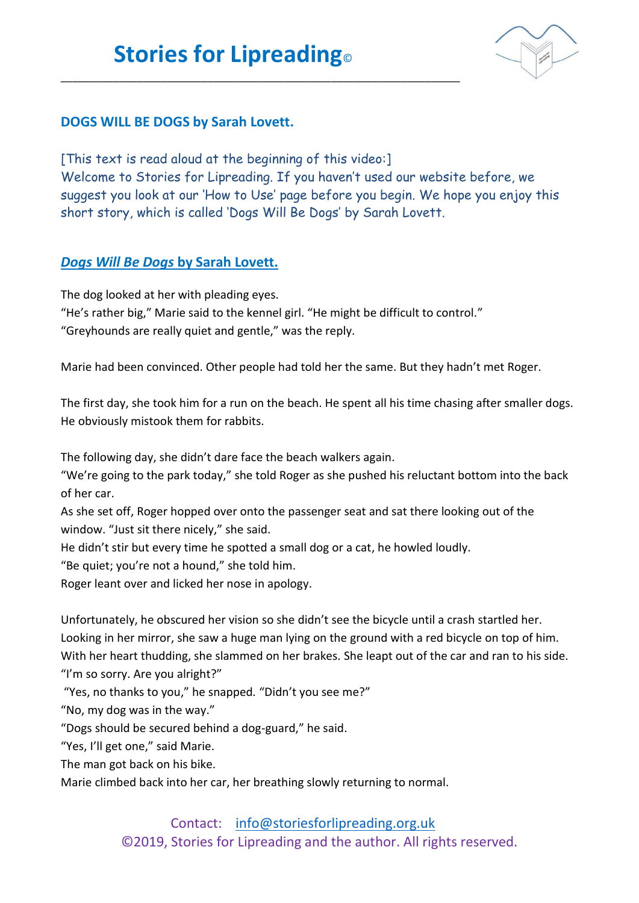# Stories for Lipreading©

## DOGS WILL BE DOGS by Sarah Lovett.

[This text is read aloud at the beginning of this video:]
Welcome to Stories for Lipreading. If you haven't used our website before, we suggest you look at our 'How to Use' page before you begin. We hope you enjoy this short story, which is called 'Dogs Will Be Dogs' by Sarah Lovett.

## *Dogs Will Be Dogs* by Sarah Lovett.

The dog looked at her with pleading eyes.
"He's rather big," Marie said to the kennel girl. "He might be difficult to control."
"Greyhounds are really quiet and gentle," was the reply.

Marie had been convinced. Other people had told her the same. But they hadn't met Roger.

The first day, she took him for a run on the beach. He spent all his time chasing after smaller dogs. He obviously mistook them for rabbits.

The following day, she didn't dare face the beach walkers again.
"We're going to the park today," she told Roger as she pushed his reluctant bottom into the back of her car.
As she set off, Roger hopped over onto the passenger seat and sat there looking out of the window. "Just sit there nicely," she said.
He didn't stir but every time he spotted a small dog or a cat, he howled loudly.
"Be quiet; you're not a hound," she told him.
Roger leant over and licked her nose in apology.

Unfortunately, he obscured her vision so she didn't see the bicycle until a crash startled her. Looking in her mirror, she saw a huge man lying on the ground with a red bicycle on top of him. With her heart thudding, she slammed on her brakes. She leapt out of the car and ran to his side.
"I'm so sorry. Are you alright?"
"Yes, no thanks to you," he snapped. "Didn't you see me?"
"No, my dog was in the way."
"Dogs should be secured behind a dog-guard," he said.
"Yes, I'll get one," said Marie.
The man got back on his bike.
Marie climbed back into her car, her breathing slowly returning to normal.

Contact: info@storiesforlipreading.org.uk
©2019, Stories for Lipreading and the author. All rights reserved.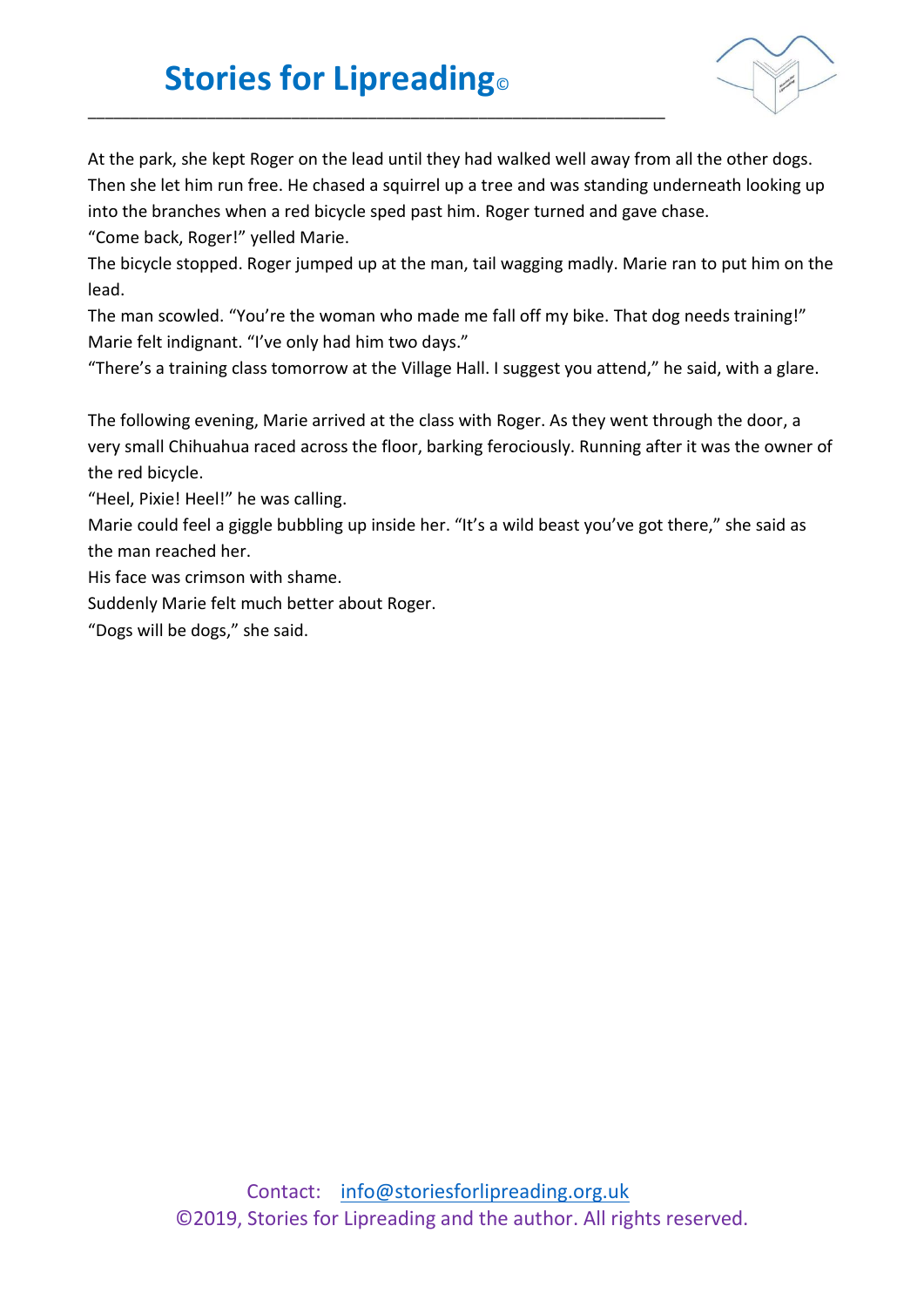At the park, she kept Roger on the lead until they had walked well away from all the other dogs. Then she let him run free. He chased a squirrel up a tree and was standing underneath looking up into the branches when a red bicycle sped past him. Roger turned and gave chase.
"Come back, Roger!" yelled Marie.
The bicycle stopped. Roger jumped up at the man, tail wagging madly. Marie ran to put him on the lead.
The man scowled. "You're the woman who made me fall off my bike. That dog needs training!"
Marie felt indignant. "I've only had him two days."
"There's a training class tomorrow at the Village Hall. I suggest you attend," he said, with a glare.

The following evening, Marie arrived at the class with Roger. As they went through the door, a very small Chihuahua raced across the floor, barking ferociously. Running after it was the owner of the red bicycle.
"Heel, Pixie! Heel!" he was calling.
Marie could feel a giggle bubbling up inside her. "It's a wild beast you've got there," she said as the man reached her.
His face was crimson with shame.
Suddenly Marie felt much better about Roger.
"Dogs will be dogs," she said.